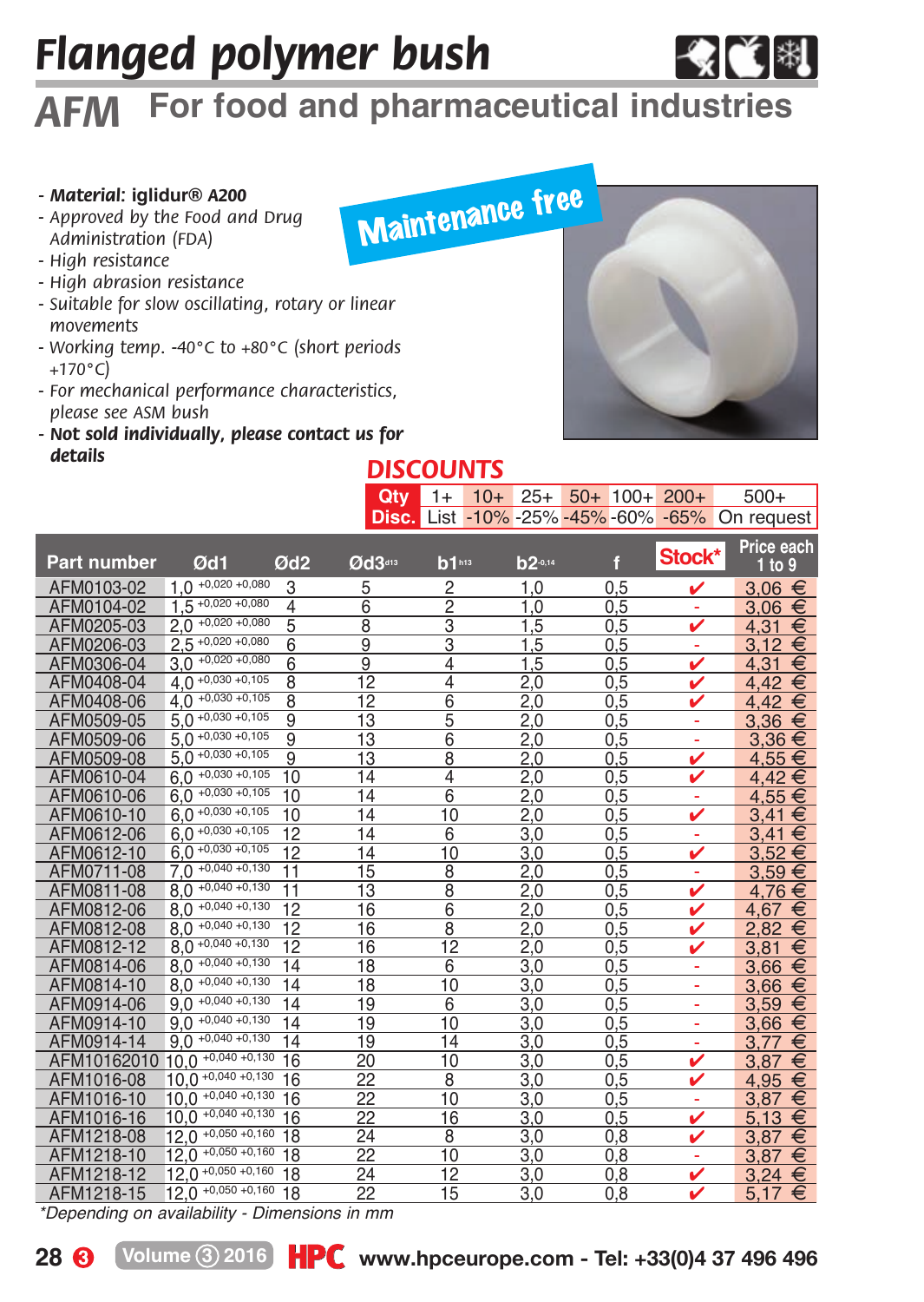# Flanged polymer bush

## AFM For food and pharmaceutical industries

- ***Material*: iglidur® A200**
- *Approved by the Food and Drug Administration (FDA)*
- *High resistance*
- *High abrasion resistance*
- *Suitable for slow oscillating, rotary or linear movements*
- *Working temp. -40°C to +80°C (short periods +170°C)*
- *For mechanical performance characteristics, please see ASM bush*
- ***Not sold individually, please contact us for details***

Maintenance free

## DISCOUNTS

| Qty | 1+ | 10+ | 25+ | 50+ | 100+ | 200+ | 500+ |
|---|---|---|---|---|---|---|---|
| Disc. | List | -10% | -25% | -45% | -60% | -65% | On request |

| Part number | Ød1 | Ød2 | Ød3 d13 | b1 h13 | b2 -0,14 | f | Stock* | Price each 1 to 9 |
|---|---|---|---|---|---|---|---|---|
| AFM0103-02 | 1,0 +0,020 +0,080 | 3 | 5 | 2 | 1,0 | 0,5 | ✔ | 3,06 € |
| AFM0104-02 | 1,5 +0,020 +0,080 | 4 | 6 | 2 | 1,0 | 0,5 | - | 3,06 € |
| AFM0205-03 | 2,0 +0,020 +0,080 | 5 | 8 | 3 | 1,5 | 0,5 | ✔ | 4,31 € |
| AFM0206-03 | 2,5 +0,020 +0,080 | 6 | 9 | 3 | 1,5 | 0,5 | - | 3,12 € |
| AFM0306-04 | 3,0 +0,020 +0,080 | 6 | 9 | 4 | 1,5 | 0,5 | ✔ | 4,31 € |
| AFM0408-04 | 4,0 +0,030 +0,105 | 8 | 12 | 4 | 2,0 | 0,5 | ✔ | 4,42 € |
| AFM0408-06 | 4,0 +0,030 +0,105 | 8 | 12 | 6 | 2,0 | 0,5 | ✔ | 4,42 € |
| AFM0509-05 | 5,0 +0,030 +0,105 | 9 | 13 | 5 | 2,0 | 0,5 | - | 3,36 € |
| AFM0509-06 | 5,0 +0,030 +0,105 | 9 | 13 | 6 | 2,0 | 0,5 | - | 3,36 € |
| AFM0509-08 | 5,0 +0,030 +0,105 | 9 | 13 | 8 | 2,0 | 0,5 | ✔ | 4,55 € |
| AFM0610-04 | 6,0 +0,030 +0,105 | 10 | 14 | 4 | 2,0 | 0,5 | ✔ | 4,42 € |
| AFM0610-06 | 6,0 +0,030 +0,105 | 10 | 14 | 6 | 2,0 | 0,5 | - | 4,55 € |
| AFM0610-10 | 6,0 +0,030 +0,105 | 10 | 14 | 10 | 2,0 | 0,5 | ✔ | 3,41 € |
| AFM0612-06 | 6,0 +0,030 +0,105 | 12 | 14 | 6 | 3,0 | 0,5 | - | 3,41 € |
| AFM0612-10 | 6,0 +0,030 +0,105 | 12 | 14 | 10 | 3,0 | 0,5 | ✔ | 3,52 € |
| AFM0711-08 | 7,0 +0,040 +0,130 | 11 | 15 | 8 | 2,0 | 0,5 | - | 3,59 € |
| AFM0811-08 | 8,0 +0,040 +0,130 | 11 | 13 | 8 | 2,0 | 0,5 | ✔ | 4,76 € |
| AFM0812-06 | 8,0 +0,040 +0,130 | 12 | 16 | 6 | 2,0 | 0,5 | ✔ | 4,67 € |
| AFM0812-08 | 8,0 +0,040 +0,130 | 12 | 16 | 8 | 2,0 | 0,5 | ✔ | 2,82 € |
| AFM0812-12 | 8,0 +0,040 +0,130 | 12 | 16 | 12 | 2,0 | 0,5 | ✔ | 3,81 € |
| AFM0814-06 | 8,0 +0,040 +0,130 | 14 | 18 | 6 | 3,0 | 0,5 | - | 3,66 € |
| AFM0814-10 | 8,0 +0,040 +0,130 | 14 | 18 | 10 | 3,0 | 0,5 | - | 3,66 € |
| AFM0914-06 | 9,0 +0,040 +0,130 | 14 | 19 | 6 | 3,0 | 0,5 | - | 3,59 € |
| AFM0914-10 | 9,0 +0,040 +0,130 | 14 | 19 | 10 | 3,0 | 0,5 | - | 3,66 € |
| AFM0914-14 | 9,0 +0,040 +0,130 | 14 | 19 | 14 | 3,0 | 0,5 | - | 3,77 € |
| AFM10162010 | 10,0 +0,040 +0,130 | 16 | 20 | 10 | 3,0 | 0,5 | ✔ | 3,87 € |
| AFM1016-08 | 10,0 +0,040 +0,130 | 16 | 22 | 8 | 3,0 | 0,5 | ✔ | 4,95 € |
| AFM1016-10 | 10,0 +0,040 +0,130 | 16 | 22 | 10 | 3,0 | 0,5 | - | 3,87 € |
| AFM1016-16 | 10,0 +0,040 +0,130 | 16 | 22 | 16 | 3,0 | 0,5 | ✔ | 5,13 € |
| AFM1218-08 | 12,0 +0,050 +0,160 | 18 | 24 | 8 | 3,0 | 0,8 | ✔ | 3,87 € |
| AFM1218-10 | 12,0 +0,050 +0,160 | 18 | 22 | 10 | 3,0 | 0,8 | - | 3,87 € |
| AFM1218-12 | 12,0 +0,050 +0,160 | 18 | 24 | 12 | 3,0 | 0,8 | ✔ | 3,24 € |
| AFM1218-15 | 12,0 +0,050 +0,160 | 18 | 22 | 15 | 3,0 | 0,8 | ✔ | 5,17 € |

*Depending on availability - Dimensions in mm

www.hpceurope.com - Tel: +33(0)4 37 496 496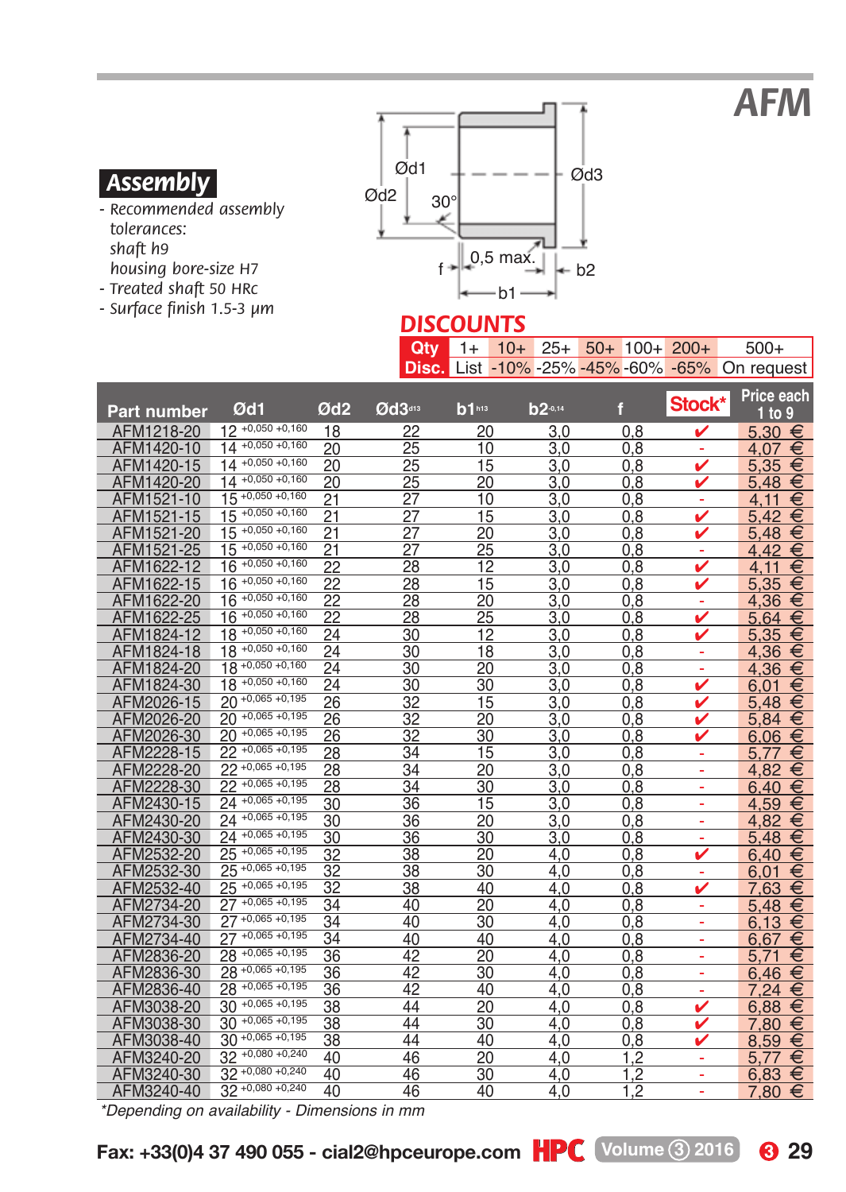# AFM

## Assembly

- Recommended assembly tolerances:
  shaft h9
  housing bore-size H7
- Treated shaft 50 HRc
- Surface finish 1.5-3 µm

Ød1 Ød2 30° Ød3 f 0,5 max. b2 b1

## DISCOUNTS

| Qty | 1+ | 10+ | 25+ | 50+ | 100+ | 200+ | 500+ |
|---|---|---|---|---|---|---|---|
| Disc. | List | -10% | -25% | -45% | -60% | -65% | On request |

| Part number | Ød1 | Ød2 | Ød3 d13 | b1 h13 | b2 -0,14 | f | Stock* | Price each 1 to 9 |
|---|---|---|---|---|---|---|---|---|
| AFM1218-20 | 12 +0,050 +0,160 | 18 | 22 | 20 | 3,0 | 0,8 | ✔ | 5,30 € |
| AFM1420-10 | 14 +0,050 +0,160 | 20 | 25 | 10 | 3,0 | 0,8 | - | 4,07 € |
| AFM1420-15 | 14 +0,050 +0,160 | 20 | 25 | 15 | 3,0 | 0,8 | ✔ | 5,35 € |
| AFM1420-20 | 14 +0,050 +0,160 | 20 | 25 | 20 | 3,0 | 0,8 | ✔ | 5,48 € |
| AFM1521-10 | 15 +0,050 +0,160 | 21 | 27 | 10 | 3,0 | 0,8 | - | 4,11 € |
| AFM1521-15 | 15 +0,050 +0,160 | 21 | 27 | 15 | 3,0 | 0,8 | ✔ | 5,42 € |
| AFM1521-20 | 15 +0,050 +0,160 | 21 | 27 | 20 | 3,0 | 0,8 | ✔ | 5,48 € |
| AFM1521-25 | 15 +0,050 +0,160 | 21 | 27 | 25 | 3,0 | 0,8 | - | 4,42 € |
| AFM1622-12 | 16 +0,050 +0,160 | 22 | 28 | 12 | 3,0 | 0,8 | ✔ | 4,11 € |
| AFM1622-15 | 16 +0,050 +0,160 | 22 | 28 | 15 | 3,0 | 0,8 | ✔ | 5,35 € |
| AFM1622-20 | 16 +0,050 +0,160 | 22 | 28 | 20 | 3,0 | 0,8 | - | 4,36 € |
| AFM1622-25 | 16 +0,050 +0,160 | 22 | 28 | 25 | 3,0 | 0,8 | ✔ | 5,64 € |
| AFM1824-12 | 18 +0,050 +0,160 | 24 | 30 | 12 | 3,0 | 0,8 | ✔ | 5,35 € |
| AFM1824-18 | 18 +0,050 +0,160 | 24 | 30 | 18 | 3,0 | 0,8 | - | 4,36 € |
| AFM1824-20 | 18 +0,050 +0,160 | 24 | 30 | 20 | 3,0 | 0,8 | - | 4,36 € |
| AFM1824-30 | 18 +0,050 +0,160 | 24 | 30 | 30 | 3,0 | 0,8 | ✔ | 6,01 € |
| AFM2026-15 | 20 +0,065 +0,195 | 26 | 32 | 15 | 3,0 | 0,8 | ✔ | 5,48 € |
| AFM2026-20 | 20 +0,065 +0,195 | 26 | 32 | 20 | 3,0 | 0,8 | ✔ | 5,84 € |
| AFM2026-30 | 20 +0,065 +0,195 | 26 | 32 | 30 | 3,0 | 0,8 | ✔ | 6,06 € |
| AFM2228-15 | 22 +0,065 +0,195 | 28 | 34 | 15 | 3,0 | 0,8 | - | 5,77 € |
| AFM2228-20 | 22 +0,065 +0,195 | 28 | 34 | 20 | 3,0 | 0,8 | - | 4,82 € |
| AFM2228-30 | 22 +0,065 +0,195 | 28 | 34 | 30 | 3,0 | 0,8 | - | 6,40 € |
| AFM2430-15 | 24 +0,065 +0,195 | 30 | 36 | 15 | 3,0 | 0,8 | - | 4,59 € |
| AFM2430-20 | 24 +0,065 +0,195 | 30 | 36 | 20 | 3,0 | 0,8 | - | 4,82 € |
| AFM2430-30 | 24 +0,065 +0,195 | 30 | 36 | 30 | 3,0 | 0,8 | - | 5,48 € |
| AFM2532-20 | 25 +0,065 +0,195 | 32 | 38 | 20 | 4,0 | 0,8 | ✔ | 6,40 € |
| AFM2532-30 | 25 +0,065 +0,195 | 32 | 38 | 30 | 4,0 | 0,8 | - | 6,01 € |
| AFM2532-40 | 25 +0,065 +0,195 | 32 | 38 | 40 | 4,0 | 0,8 | ✔ | 7,63 € |
| AFM2734-20 | 27 +0,065 +0,195 | 34 | 40 | 20 | 4,0 | 0,8 | - | 5,48 € |
| AFM2734-30 | 27 +0,065 +0,195 | 34 | 40 | 30 | 4,0 | 0,8 | - | 6,13 € |
| AFM2734-40 | 27 +0,065 +0,195 | 34 | 40 | 40 | 4,0 | 0,8 | - | 6,67 € |
| AFM2836-20 | 28 +0,065 +0,195 | 36 | 42 | 20 | 4,0 | 0,8 | - | 5,71 € |
| AFM2836-30 | 28 +0,065 +0,195 | 36 | 42 | 30 | 4,0 | 0,8 | - | 6,46 € |
| AFM2836-40 | 28 +0,065 +0,195 | 36 | 42 | 40 | 4,0 | 0,8 | - | 7,24 € |
| AFM3038-20 | 30 +0,065 +0,195 | 38 | 44 | 20 | 4,0 | 0,8 | ✔ | 6,88 € |
| AFM3038-30 | 30 +0,065 +0,195 | 38 | 44 | 30 | 4,0 | 0,8 | ✔ | 7,80 € |
| AFM3038-40 | 30 +0,065 +0,195 | 38 | 44 | 40 | 4,0 | 0,8 | ✔ | 8,59 € |
| AFM3240-20 | 32 +0,080 +0,240 | 40 | 46 | 20 | 4,0 | 1,2 | - | 5,77 € |
| AFM3240-30 | 32 +0,080 +0,240 | 40 | 46 | 30 | 4,0 | 1,2 | - | 6,83 € |
| AFM3240-40 | 32 +0,080 +0,240 | 40 | 46 | 40 | 4,0 | 1,2 | - | 7,80 € |

*Depending on availability - Dimensions in mm

Fax: +33(0)4 37 490 055 - cial2@hpceurope.com HPC Volume 3 2016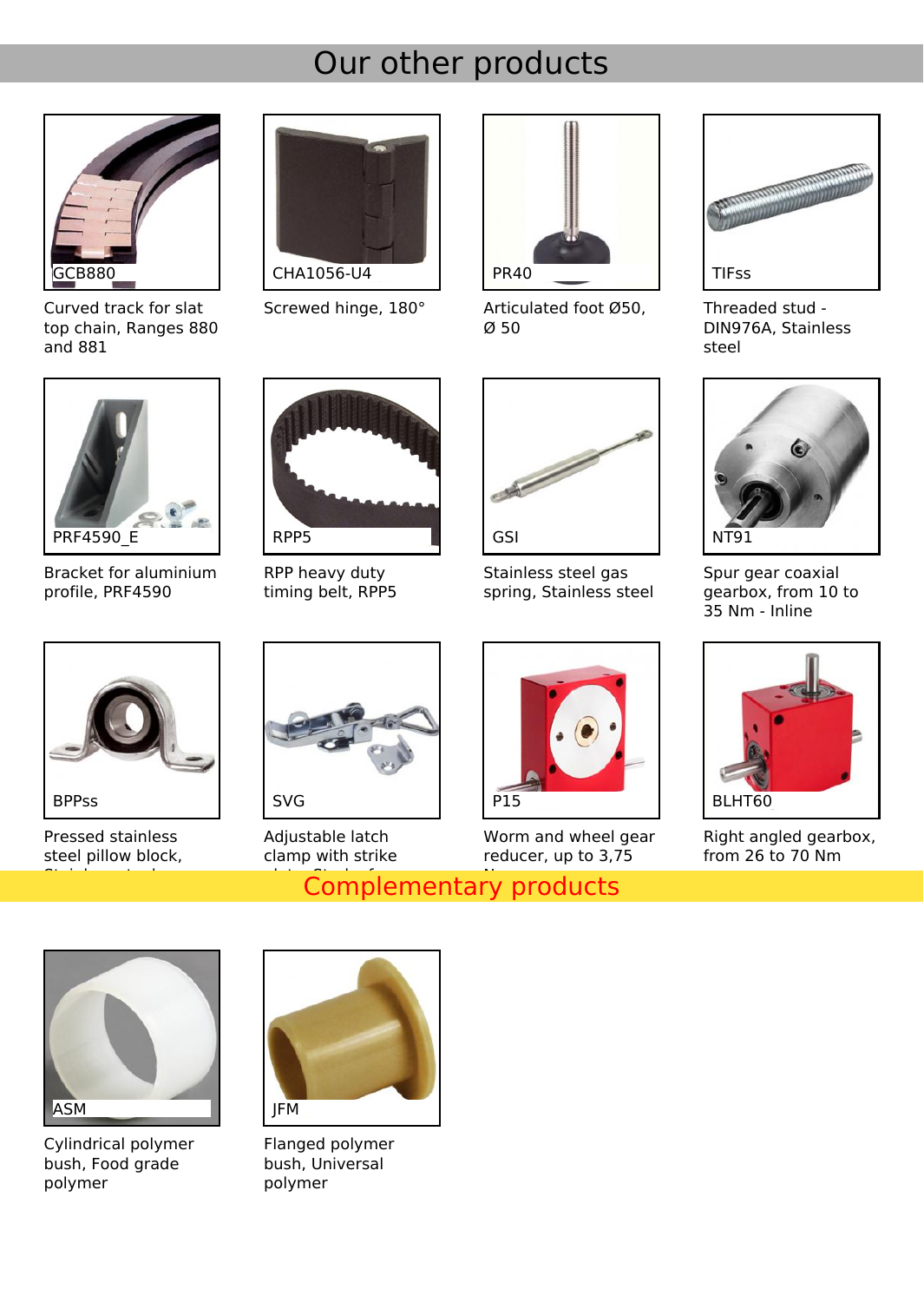# Our other products

GCB880

Curved track for slat top chain, Ranges 880 and 881

CHA1056-U4

Screwed hinge, 180°

PR40

Articulated foot Ø50, Ø 50

TIFss

Threaded stud - DIN976A, Stainless steel

PRF4590_E

Bracket for aluminium profile, PRF4590

RPP5

RPP heavy duty timing belt, RPP5

GSI

Stainless steel gas spring, Stainless steel

NT91

Spur gear coaxial gearbox, from 10 to 35 Nm - Inline

BPPss

Pressed stainless steel pillow block,

SVG

Adjustable latch clamp with strike

P15

Worm and wheel gear reducer, up to 3,75

BLHT60

Right angled gearbox, from 26 to 70 Nm

# Complementary products

ASM

Cylindrical polymer bush, Food grade polymer

JFM

Flanged polymer bush, Universal polymer